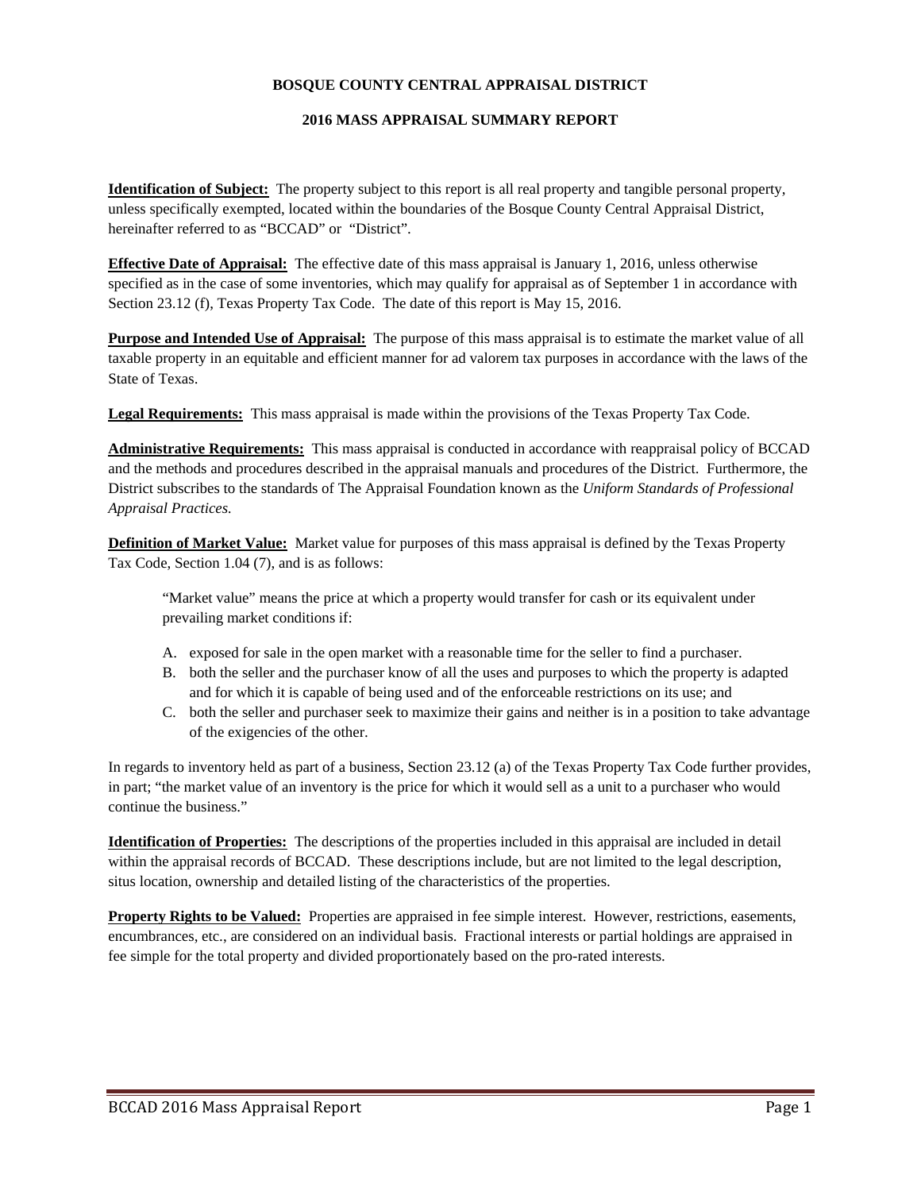# BOSQUE COUNTY CENTRAL APPRAISAL DISTRICT

## 2016 MASS APPRAISAL SUMMARY REPORT

**Identification of Subject:** The property subject to this report is all real property and tangible personal property, unless specifically exempted, located within the boundaries of the Bosque County Central Appraisal District, hereinafter referred to as "BCCAD" or "District".

**Effective Date of Appraisal:** The effective date of this mass appraisal is January 1, 2016, unless otherwise specified as in the case of some inventories, which may qualify for appraisal as of September 1 in accordance with Section 23.12 (f), Texas Property Tax Code. The date of this report is May 15, 2016.

**Purpose and Intended Use of Appraisal:** The purpose of this mass appraisal is to estimate the market value of all taxable property in an equitable and efficient manner for ad valorem tax purposes in accordance with the laws of the State of Texas.

**Legal Requirements:** This mass appraisal is made within the provisions of the Texas Property Tax Code.

**Administrative Requirements:** This mass appraisal is conducted in accordance with reappraisal policy of BCCAD and the methods and procedures described in the appraisal manuals and procedures of the District. Furthermore, the District subscribes to the standards of The Appraisal Foundation known as the *Uniform Standards of Professional Appraisal Practices.*

**Definition of Market Value:** Market value for purposes of this mass appraisal is defined by the Texas Property Tax Code, Section 1.04 (7), and is as follows:

> "Market value" means the price at which a property would transfer for cash or its equivalent under prevailing market conditions if:
>
> A. exposed for sale in the open market with a reasonable time for the seller to find a purchaser.
> B. both the seller and the purchaser know of all the uses and purposes to which the property is adapted and for which it is capable of being used and of the enforceable restrictions on its use; and
> C. both the seller and purchaser seek to maximize their gains and neither is in a position to take advantage of the exigencies of the other.

In regards to inventory held as part of a business, Section 23.12 (a) of the Texas Property Tax Code further provides, in part; "the market value of an inventory is the price for which it would sell as a unit to a purchaser who would continue the business."

**Identification of Properties:** The descriptions of the properties included in this appraisal are included in detail within the appraisal records of BCCAD. These descriptions include, but are not limited to the legal description, situs location, ownership and detailed listing of the characteristics of the properties.

**Property Rights to be Valued:** Properties are appraised in fee simple interest. However, restrictions, easements, encumbrances, etc., are considered on an individual basis. Fractional interests or partial holdings are appraised in fee simple for the total property and divided proportionately based on the pro-rated interests.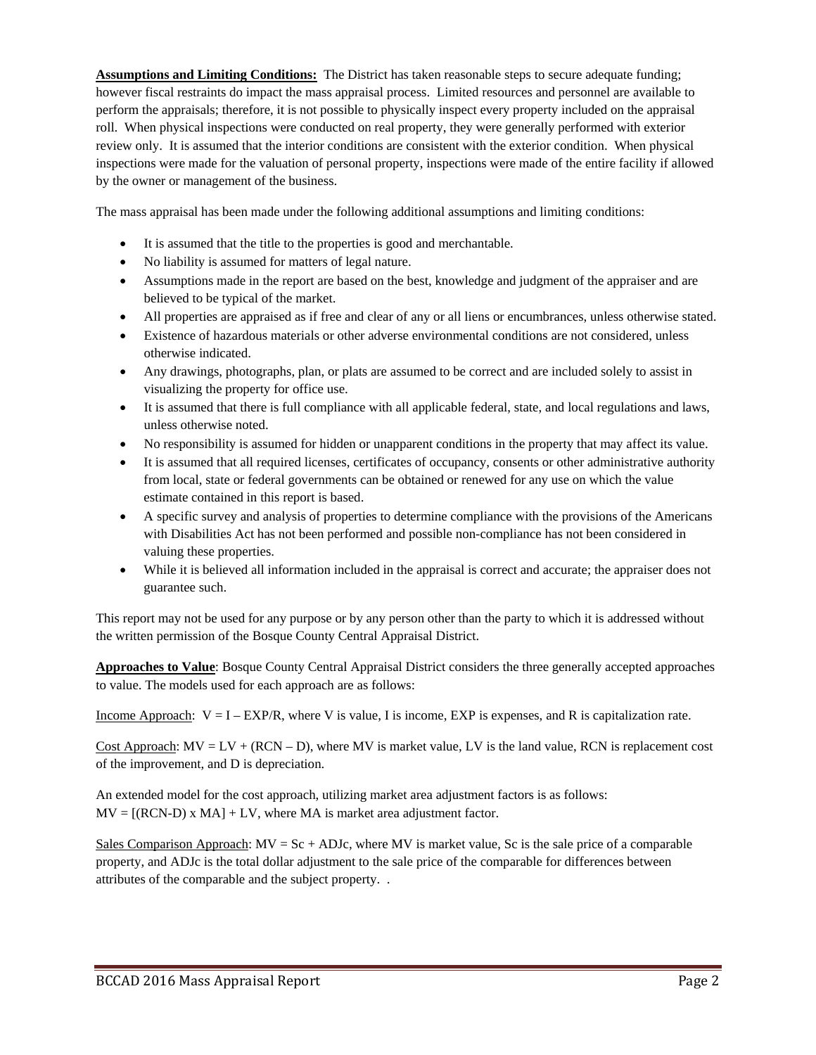**Assumptions and Limiting Conditions:** The District has taken reasonable steps to secure adequate funding; however fiscal restraints do impact the mass appraisal process. Limited resources and personnel are available to perform the appraisals; therefore, it is not possible to physically inspect every property included on the appraisal roll. When physical inspections were conducted on real property, they were generally performed with exterior review only. It is assumed that the interior conditions are consistent with the exterior condition. When physical inspections were made for the valuation of personal property, inspections were made of the entire facility if allowed by the owner or management of the business.

The mass appraisal has been made under the following additional assumptions and limiting conditions:

- It is assumed that the title to the properties is good and merchantable.
- No liability is assumed for matters of legal nature.
- Assumptions made in the report are based on the best, knowledge and judgment of the appraiser and are believed to be typical of the market.
- All properties are appraised as if free and clear of any or all liens or encumbrances, unless otherwise stated.
- Existence of hazardous materials or other adverse environmental conditions are not considered, unless otherwise indicated.
- Any drawings, photographs, plan, or plats are assumed to be correct and are included solely to assist in visualizing the property for office use.
- It is assumed that there is full compliance with all applicable federal, state, and local regulations and laws, unless otherwise noted.
- No responsibility is assumed for hidden or unapparent conditions in the property that may affect its value.
- It is assumed that all required licenses, certificates of occupancy, consents or other administrative authority from local, state or federal governments can be obtained or renewed for any use on which the value estimate contained in this report is based.
- A specific survey and analysis of properties to determine compliance with the provisions of the Americans with Disabilities Act has not been performed and possible non-compliance has not been considered in valuing these properties.
- While it is believed all information included in the appraisal is correct and accurate; the appraiser does not guarantee such.

This report may not be used for any purpose or by any person other than the party to which it is addressed without the written permission of the Bosque County Central Appraisal District.

**Approaches to Value**: Bosque County Central Appraisal District considers the three generally accepted approaches to value. The models used for each approach are as follows:

Income Approach: $V = I - EXP/R$, where V is value, I is income, EXP is expenses, and R is capitalization rate.

Cost Approach: $MV = LV + (RCN - D)$, where MV is market value, LV is the land value, RCN is replacement cost of the improvement, and D is depreciation.

An extended model for the cost approach, utilizing market area adjustment factors is as follows:
$MV = [(RCN\text{-}D) \times MA] + LV$, where MA is market area adjustment factor.

Sales Comparison Approach: $MV = Sc + ADJc$, where MV is market value, Sc is the sale price of a comparable property, and ADJc is the total dollar adjustment to the sale price of the comparable for differences between attributes of the comparable and the subject property. .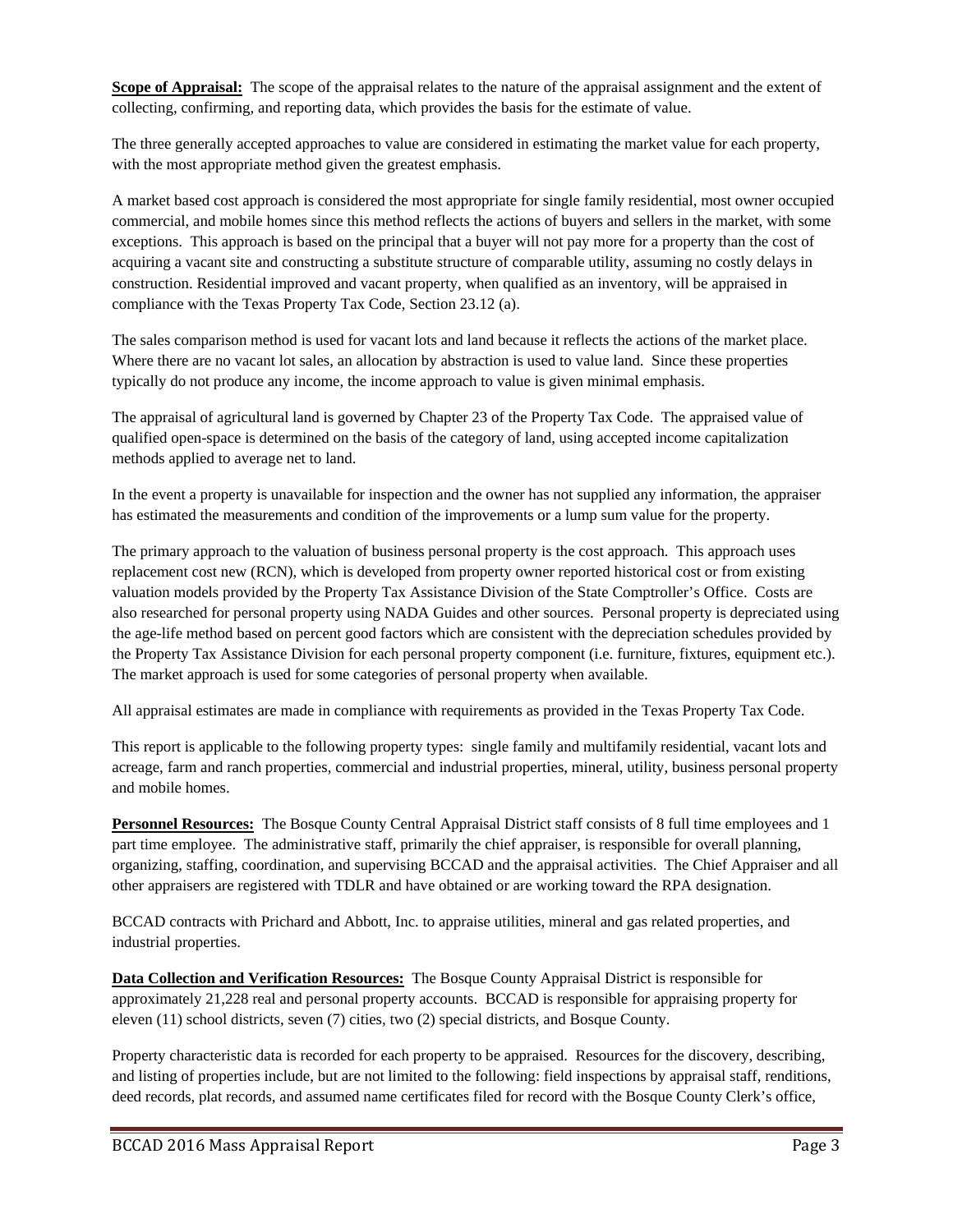**Scope of Appraisal:** The scope of the appraisal relates to the nature of the appraisal assignment and the extent of collecting, confirming, and reporting data, which provides the basis for the estimate of value.

The three generally accepted approaches to value are considered in estimating the market value for each property, with the most appropriate method given the greatest emphasis.

A market based cost approach is considered the most appropriate for single family residential, most owner occupied commercial, and mobile homes since this method reflects the actions of buyers and sellers in the market, with some exceptions. This approach is based on the principal that a buyer will not pay more for a property than the cost of acquiring a vacant site and constructing a substitute structure of comparable utility, assuming no costly delays in construction. Residential improved and vacant property, when qualified as an inventory, will be appraised in compliance with the Texas Property Tax Code, Section 23.12 (a).

The sales comparison method is used for vacant lots and land because it reflects the actions of the market place. Where there are no vacant lot sales, an allocation by abstraction is used to value land. Since these properties typically do not produce any income, the income approach to value is given minimal emphasis.

The appraisal of agricultural land is governed by Chapter 23 of the Property Tax Code. The appraised value of qualified open-space is determined on the basis of the category of land, using accepted income capitalization methods applied to average net to land.

In the event a property is unavailable for inspection and the owner has not supplied any information, the appraiser has estimated the measurements and condition of the improvements or a lump sum value for the property.

The primary approach to the valuation of business personal property is the cost approach. This approach uses replacement cost new (RCN), which is developed from property owner reported historical cost or from existing valuation models provided by the Property Tax Assistance Division of the State Comptroller's Office. Costs are also researched for personal property using NADA Guides and other sources. Personal property is depreciated using the age-life method based on percent good factors which are consistent with the depreciation schedules provided by the Property Tax Assistance Division for each personal property component (i.e. furniture, fixtures, equipment etc.). The market approach is used for some categories of personal property when available.

All appraisal estimates are made in compliance with requirements as provided in the Texas Property Tax Code.

This report is applicable to the following property types: single family and multifamily residential, vacant lots and acreage, farm and ranch properties, commercial and industrial properties, mineral, utility, business personal property and mobile homes.

**Personnel Resources:** The Bosque County Central Appraisal District staff consists of 8 full time employees and 1 part time employee. The administrative staff, primarily the chief appraiser, is responsible for overall planning, organizing, staffing, coordination, and supervising BCCAD and the appraisal activities. The Chief Appraiser and all other appraisers are registered with TDLR and have obtained or are working toward the RPA designation.

BCCAD contracts with Prichard and Abbott, Inc. to appraise utilities, mineral and gas related properties, and industrial properties.

**Data Collection and Verification Resources:** The Bosque County Appraisal District is responsible for approximately 21,228 real and personal property accounts. BCCAD is responsible for appraising property for eleven (11) school districts, seven (7) cities, two (2) special districts, and Bosque County.

Property characteristic data is recorded for each property to be appraised. Resources for the discovery, describing, and listing of properties include, but are not limited to the following: field inspections by appraisal staff, renditions, deed records, plat records, and assumed name certificates filed for record with the Bosque County Clerk's office,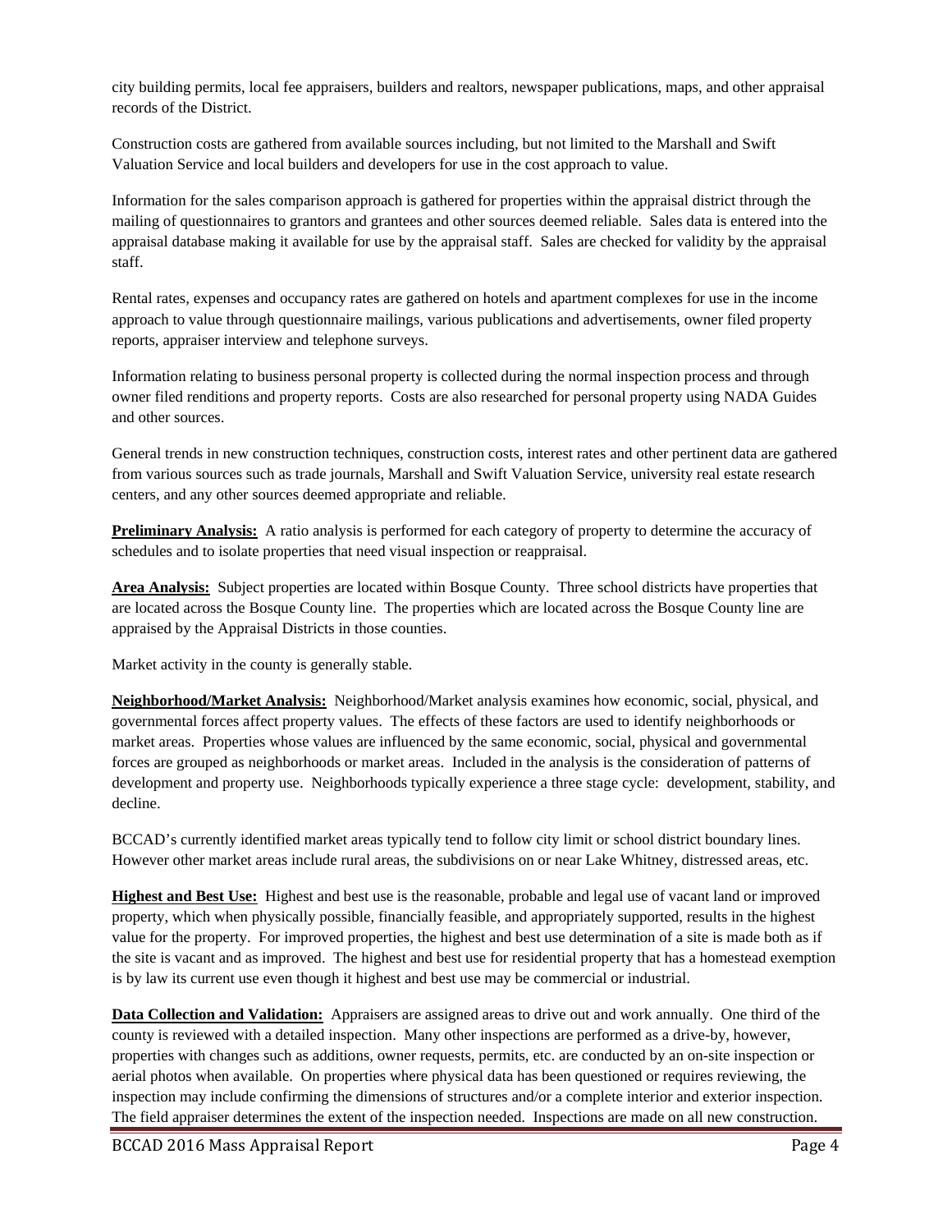city building permits, local fee appraisers, builders and realtors, newspaper publications, maps, and other appraisal records of the District.

Construction costs are gathered from available sources including, but not limited to the Marshall and Swift Valuation Service and local builders and developers for use in the cost approach to value.

Information for the sales comparison approach is gathered for properties within the appraisal district through the mailing of questionnaires to grantors and grantees and other sources deemed reliable. Sales data is entered into the appraisal database making it available for use by the appraisal staff. Sales are checked for validity by the appraisal staff.

Rental rates, expenses and occupancy rates are gathered on hotels and apartment complexes for use in the income approach to value through questionnaire mailings, various publications and advertisements, owner filed property reports, appraiser interview and telephone surveys.

Information relating to business personal property is collected during the normal inspection process and through owner filed renditions and property reports. Costs are also researched for personal property using NADA Guides and other sources.

General trends in new construction techniques, construction costs, interest rates and other pertinent data are gathered from various sources such as trade journals, Marshall and Swift Valuation Service, university real estate research centers, and any other sources deemed appropriate and reliable.

**Preliminary Analysis:** A ratio analysis is performed for each category of property to determine the accuracy of schedules and to isolate properties that need visual inspection or reappraisal.

**Area Analysis:** Subject properties are located within Bosque County. Three school districts have properties that are located across the Bosque County line. The properties which are located across the Bosque County line are appraised by the Appraisal Districts in those counties.

Market activity in the county is generally stable.

**Neighborhood/Market Analysis:** Neighborhood/Market analysis examines how economic, social, physical, and governmental forces affect property values. The effects of these factors are used to identify neighborhoods or market areas. Properties whose values are influenced by the same economic, social, physical and governmental forces are grouped as neighborhoods or market areas. Included in the analysis is the consideration of patterns of development and property use. Neighborhoods typically experience a three stage cycle: development, stability, and decline.

BCCAD's currently identified market areas typically tend to follow city limit or school district boundary lines. However other market areas include rural areas, the subdivisions on or near Lake Whitney, distressed areas, etc.

**Highest and Best Use:** Highest and best use is the reasonable, probable and legal use of vacant land or improved property, which when physically possible, financially feasible, and appropriately supported, results in the highest value for the property. For improved properties, the highest and best use determination of a site is made both as if the site is vacant and as improved. The highest and best use for residential property that has a homestead exemption is by law its current use even though it highest and best use may be commercial or industrial.

**Data Collection and Validation:** Appraisers are assigned areas to drive out and work annually. One third of the county is reviewed with a detailed inspection. Many other inspections are performed as a drive-by, however, properties with changes such as additions, owner requests, permits, etc. are conducted by an on-site inspection or aerial photos when available. On properties where physical data has been questioned or requires reviewing, the inspection may include confirming the dimensions of structures and/or a complete interior and exterior inspection. The field appraiser determines the extent of the inspection needed. Inspections are made on all new construction.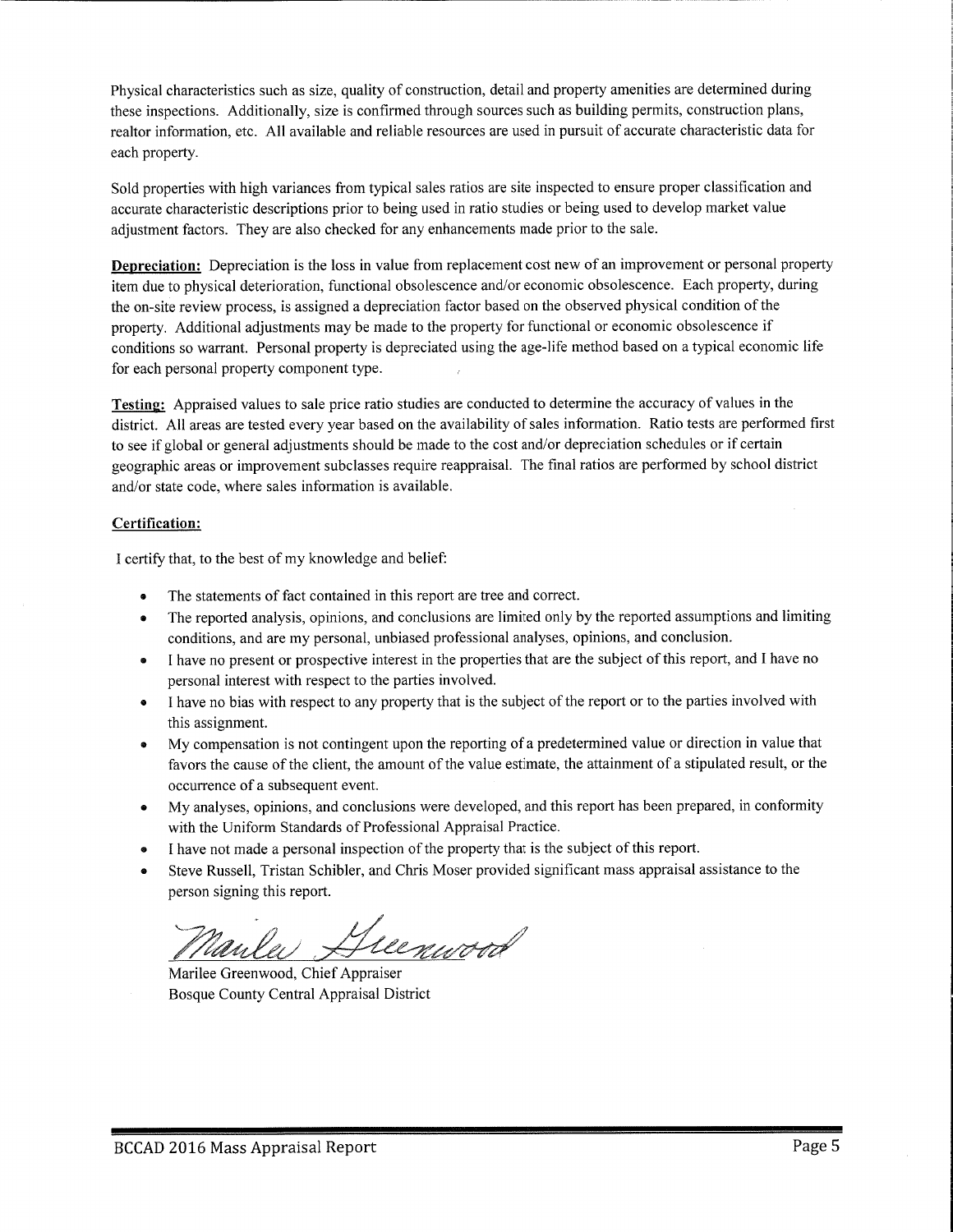Physical characteristics such as size, quality of construction, detail and property amenities are determined during these inspections. Additionally, size is confirmed through sources such as building permits, construction plans, realtor information, etc. All available and reliable resources are used in pursuit of accurate characteristic data for each property.

Sold properties with high variances from typical sales ratios are site inspected to ensure proper classification and accurate characteristic descriptions prior to being used in ratio studies or being used to develop market value adjustment factors. They are also checked for any enhancements made prior to the sale.

**Depreciation:** Depreciation is the loss in value from replacement cost new of an improvement or personal property item due to physical deterioration, functional obsolescence and/or economic obsolescence. Each property, during the on-site review process, is assigned a depreciation factor based on the observed physical condition of the property. Additional adjustments may be made to the property for functional or economic obsolescence if conditions so warrant. Personal property is depreciated using the age-life method based on a typical economic life for each personal property component type.

**Testing:** Appraised values to sale price ratio studies are conducted to determine the accuracy of values in the district. All areas are tested every year based on the availability of sales information. Ratio tests are performed first to see if global or general adjustments should be made to the cost and/or depreciation schedules or if certain geographic areas or improvement subclasses require reappraisal. The final ratios are performed by school district and/or state code, where sales information is available.

**Certification:**

I certify that, to the best of my knowledge and belief:

- The statements of fact contained in this report are tree and correct.
- The reported analysis, opinions, and conclusions are limited only by the reported assumptions and limiting conditions, and are my personal, unbiased professional analyses, opinions, and conclusion.
- I have no present or prospective interest in the properties that are the subject of this report, and I have no personal interest with respect to the parties involved.
- I have no bias with respect to any property that is the subject of the report or to the parties involved with this assignment.
- My compensation is not contingent upon the reporting of a predetermined value or direction in value that favors the cause of the client, the amount of the value estimate, the attainment of a stipulated result, or the occurrence of a subsequent event.
- My analyses, opinions, and conclusions were developed, and this report has been prepared, in conformity with the Uniform Standards of Professional Appraisal Practice.
- I have not made a personal inspection of the property that is the subject of this report.
- Steve Russell, Tristan Schibler, and Chris Moser provided significant mass appraisal assistance to the person signing this report.

Marilee Greenwood, Chief Appraiser
Bosque County Central Appraisal District